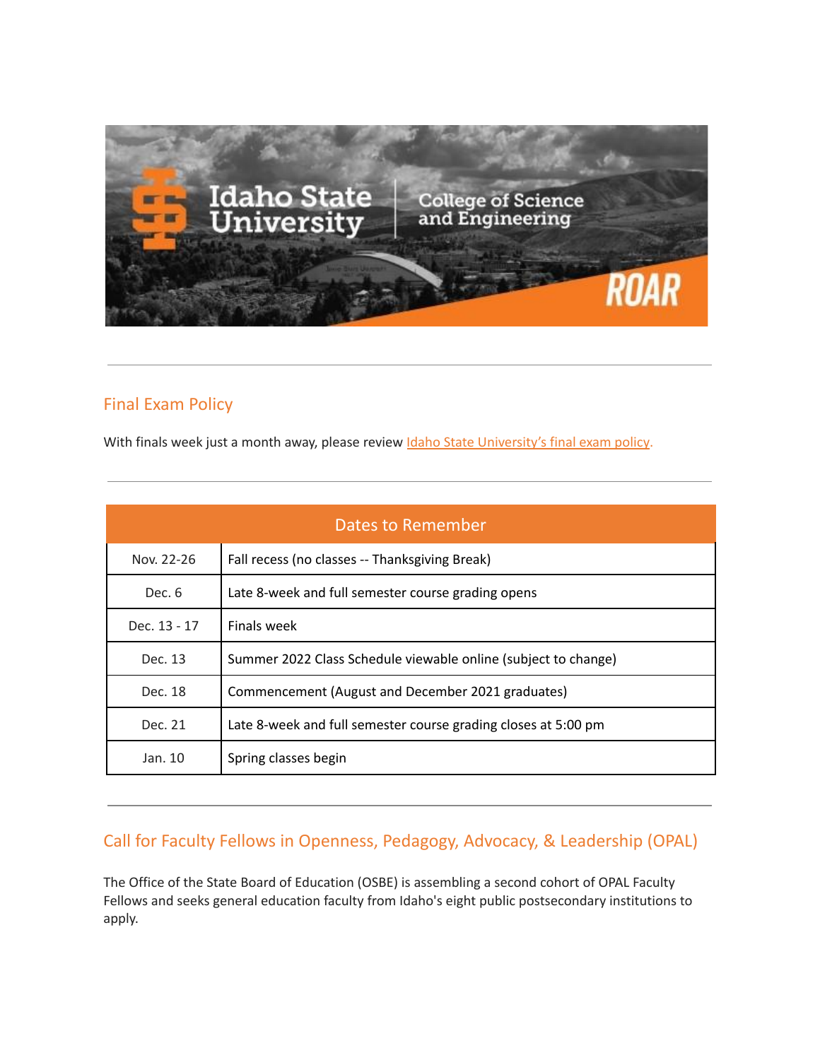## Final Exam Policy

With finals week just a month away, please review [Idaho State University's final exam policy](#).

| Dates to Remember | |
|---|---|
| Nov. 22-26 | Fall recess (no classes -- Thanksgiving Break) |
| Dec. 6 | Late 8-week and full semester course grading opens |
| Dec. 13 - 17 | Finals week |
| Dec. 13 | Summer 2022 Class Schedule viewable online (subject to change) |
| Dec. 18 | Commencement (August and December 2021 graduates) |
| Dec. 21 | Late 8-week and full semester course grading closes at 5:00 pm |
| Jan. 10 | Spring classes begin |

## Call for Faculty Fellows in Openness, Pedagogy, Advocacy, & Leadership (OPAL)

The Office of the State Board of Education (OSBE) is assembling a second cohort of OPAL Faculty Fellows and seeks general education faculty from Idaho's eight public postsecondary institutions to apply.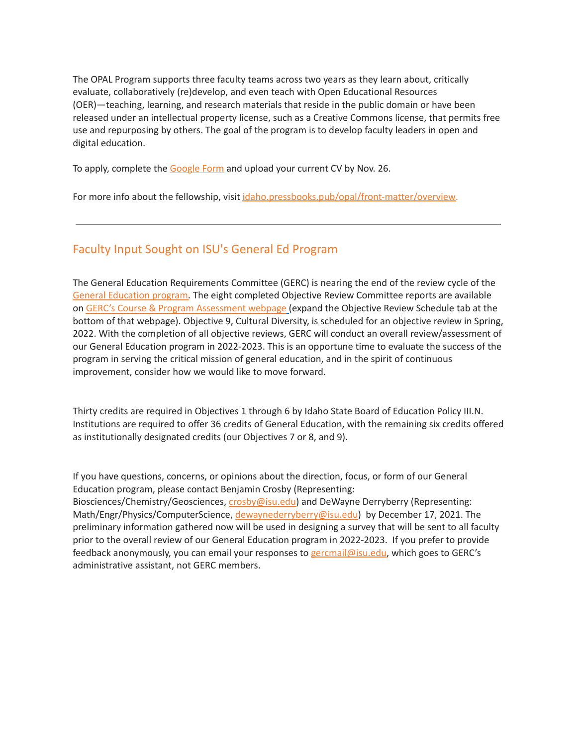The OPAL Program supports three faculty teams across two years as they learn about, critically evaluate, collaboratively (re)develop, and even teach with Open Educational Resources (OER)—teaching, learning, and research materials that reside in the public domain or have been released under an intellectual property license, such as a Creative Commons license, that permits free use and repurposing by others. The goal of the program is to develop faculty leaders in open and digital education.

To apply, complete the Google Form and upload your current CV by Nov. 26.

For more info about the fellowship, visit idaho.pressbooks.pub/opal/front-matter/overview.

---

## Faculty Input Sought on ISU's General Ed Program

The General Education Requirements Committee (GERC) is nearing the end of the review cycle of the General Education program. The eight completed Objective Review Committee reports are available on GERC's Course & Program Assessment webpage (expand the Objective Review Schedule tab at the bottom of that webpage). Objective 9, Cultural Diversity, is scheduled for an objective review in Spring, 2022. With the completion of all objective reviews, GERC will conduct an overall review/assessment of our General Education program in 2022-2023. This is an opportune time to evaluate the success of the program in serving the critical mission of general education, and in the spirit of continuous improvement, consider how we would like to move forward.

Thirty credits are required in Objectives 1 through 6 by Idaho State Board of Education Policy III.N. Institutions are required to offer 36 credits of General Education, with the remaining six credits offered as institutionally designated credits (our Objectives 7 or 8, and 9).

If you have questions, concerns, or opinions about the direction, focus, or form of our General Education program, please contact Benjamin Crosby (Representing: Biosciences/Chemistry/Geosciences, crosby@isu.edu) and DeWayne Derryberry (Representing: Math/Engr/Physics/ComputerScience, dewaynederryberry@isu.edu) by December 17, 2021. The preliminary information gathered now will be used in designing a survey that will be sent to all faculty prior to the overall review of our General Education program in 2022-2023. If you prefer to provide feedback anonymously, you can email your responses to gercmail@isu.edu, which goes to GERC's administrative assistant, not GERC members.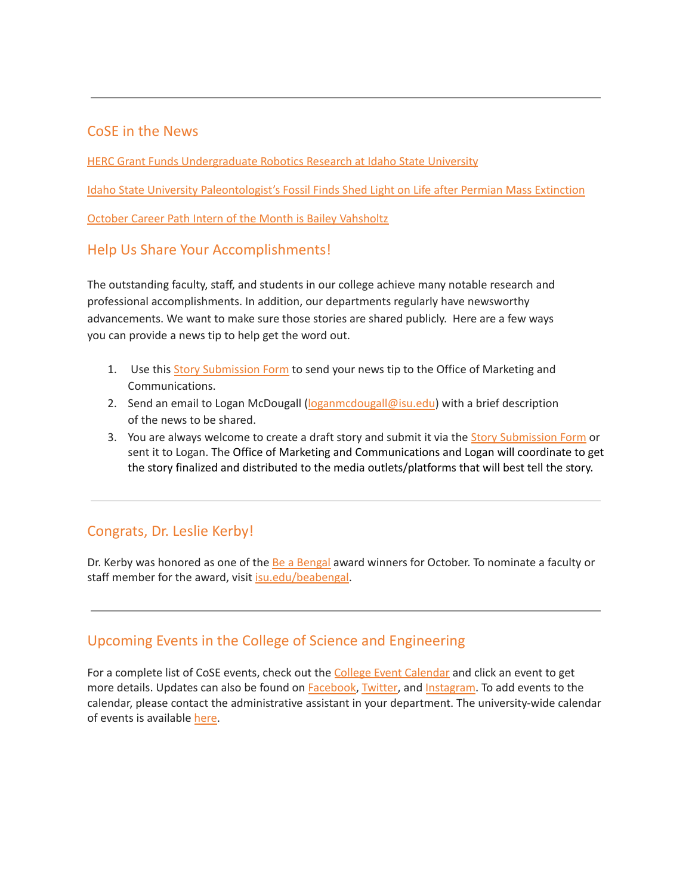---

## CoSE in the News

HERC Grant Funds Undergraduate Robotics Research at Idaho State University

Idaho State University Paleontologist's Fossil Finds Shed Light on Life after Permian Mass Extinction

October Career Path Intern of the Month is Bailey Vahsholtz

## Help Us Share Your Accomplishments!

The outstanding faculty, staff, and students in our college achieve many notable research and professional accomplishments. In addition, our departments regularly have newsworthy advancements. We want to make sure those stories are shared publicly. Here are a few ways you can provide a news tip to help get the word out.

1. Use this Story Submission Form to send your news tip to the Office of Marketing and Communications.
2. Send an email to Logan McDougall (loganmcdougall@isu.edu) with a brief description of the news to be shared.
3. You are always welcome to create a draft story and submit it via the Story Submission Form or sent it to Logan. The Office of Marketing and Communications and Logan will coordinate to get the story finalized and distributed to the media outlets/platforms that will best tell the story.

---

## Congrats, Dr. Leslie Kerby!

Dr. Kerby was honored as one of the Be a Bengal award winners for October. To nominate a faculty or staff member for the award, visit isu.edu/beabengal.

---

## Upcoming Events in the College of Science and Engineering

For a complete list of CoSE events, check out the College Event Calendar and click an event to get more details. Updates can also be found on Facebook, Twitter, and Instagram. To add events to the calendar, please contact the administrative assistant in your department. The university-wide calendar of events is available here.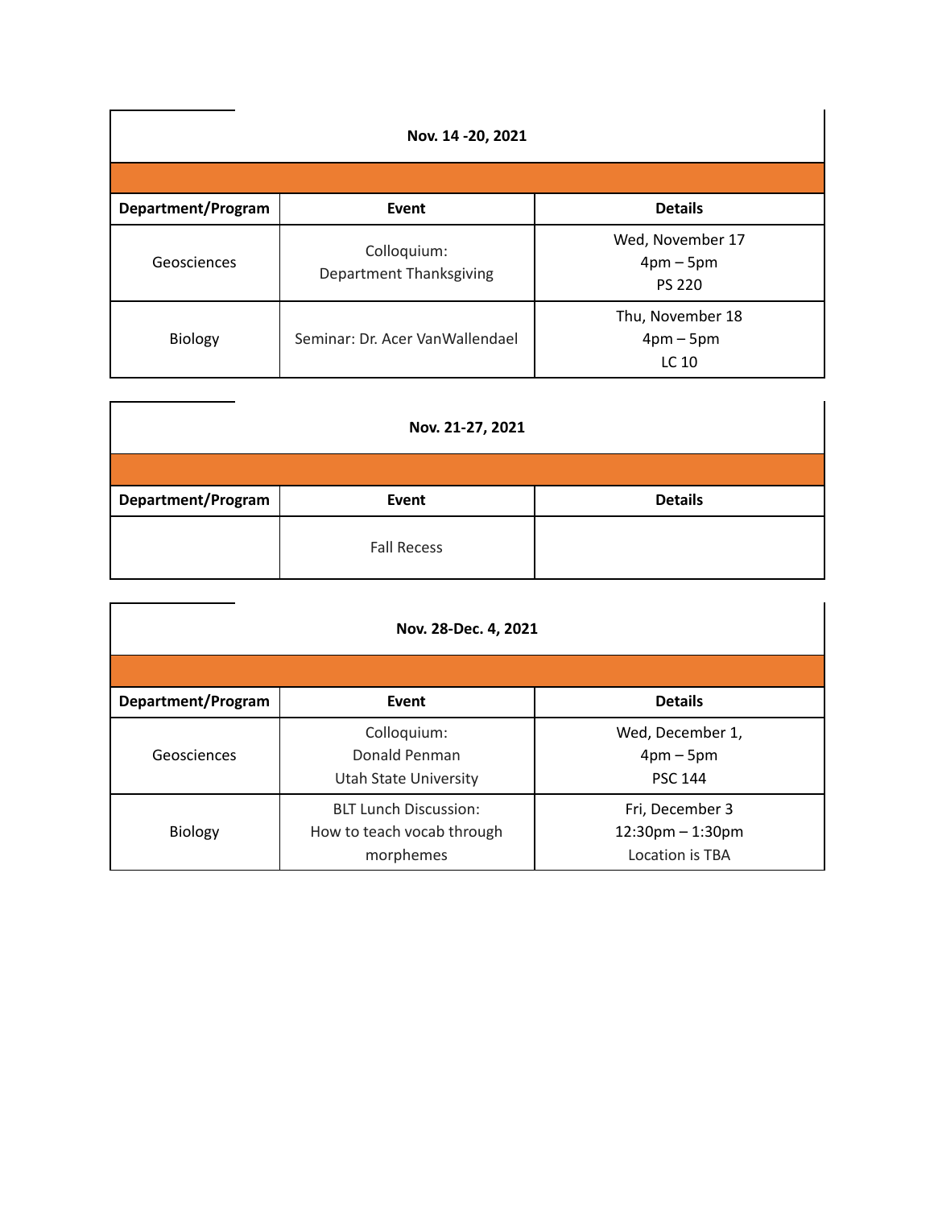| Nov. 14 -20, 2021 | | |
|---|---|---|
| **Department/Program** | **Event** | **Details** |
| Geosciences | Colloquium:<br>Department Thanksgiving | Wed, November 17<br>4pm – 5pm<br>PS 220 |
| Biology | Seminar: Dr. Acer VanWallendael | Thu, November 18<br>4pm – 5pm<br>LC 10 |

| Nov. 21-27, 2021 | | |
|---|---|---|
| **Department/Program** | **Event** | **Details** |
| | Fall Recess | |

| Nov. 28-Dec. 4, 2021 | | |
|---|---|---|
| **Department/Program** | **Event** | **Details** |
| Geosciences | Colloquium:<br>Donald Penman<br>Utah State University | Wed, December 1,<br>4pm – 5pm<br>PSC 144 |
| Biology | BLT Lunch Discussion:<br>How to teach vocab through morphemes | Fri, December 3<br>12:30pm – 1:30pm<br>Location is TBA |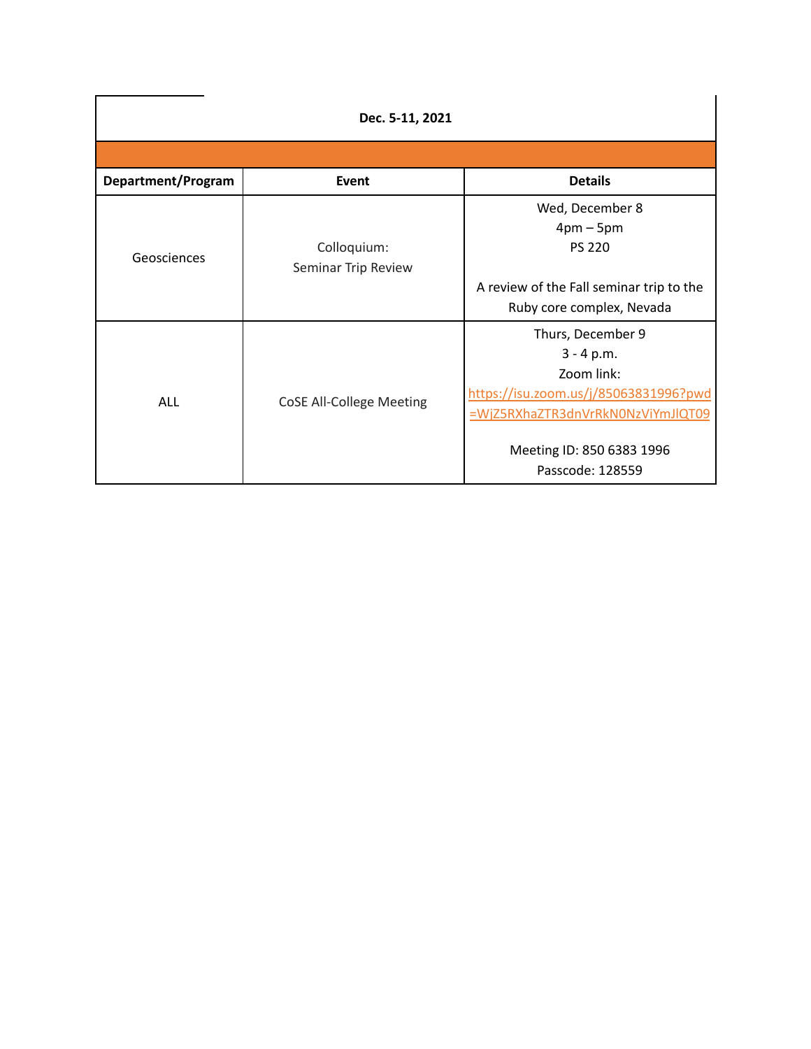**Dec. 5-11, 2021**

| Department/Program | Event | Details |
|---|---|---|
| Geosciences | Colloquium: Seminar Trip Review | Wed, December 8<br>4pm – 5pm<br>PS 220<br><br>A review of the Fall seminar trip to the Ruby core complex, Nevada |
| ALL | CoSE All-College Meeting | Thurs, December 9<br>3 - 4 p.m.<br>Zoom link:<br>[https://isu.zoom.us/j/85063831996?pwd=WjZ5RXhaZTR3dnVrRkN0NzViYmJlQT09](https://isu.zoom.us/j/85063831996?pwd=WjZ5RXhaZTR3dnVrRkN0NzViYmJlQT09)<br><br>Meeting ID: 850 6383 1996<br>Passcode: 128559 |